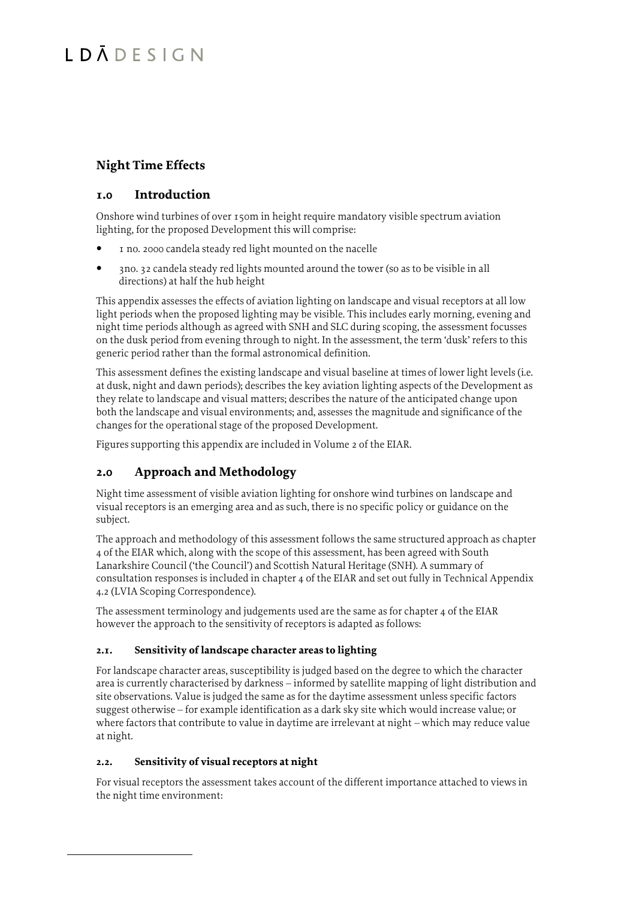## Night Time Effects

### 1.0 Introduction

Onshore wind turbines of over 150m in height require mandatory visible spectrum aviation lighting, for the proposed Development this will comprise:

- 1 no. 2000 candela steady red light mounted on the nacelle
- 3no. 32 candela steady red lights mounted around the tower (so as to be visible in all directions) at half the hub height

This appendix assesses the effects of aviation lighting on landscape and visual receptors at all low light periods when the proposed lighting may be visible. This includes early morning, evening and night time periods although as agreed with SNH and SLC during scoping, the assessment focusses on the dusk period from evening through to night. In the assessment, the term 'dusk' refers to this generic period rather than the formal astronomical definition.

This assessment defines the existing landscape and visual baseline at times of lower light levels (i.e. at dusk, night and dawn periods); describes the key aviation lighting aspects of the Development as they relate to landscape and visual matters; describes the nature of the anticipated change upon both the landscape and visual environments; and, assesses the magnitude and significance of the changes for the operational stage of the proposed Development.

Figures supporting this appendix are included in Volume 2 of the EIAR.

### 2.0 Approach and Methodology

Night time assessment of visible aviation lighting for onshore wind turbines on landscape and visual receptors is an emerging area and as such, there is no specific policy or guidance on the subject.

The approach and methodology of this assessment follows the same structured approach as chapter 4 of the EIAR which, along with the scope of this assessment, has been agreed with South Lanarkshire Council ('the Council') and Scottish Natural Heritage (SNH). A summary of consultation responses is included in chapter 4 of the EIAR and set out fully in Technical Appendix 4.2 (LVIA Scoping Correspondence).

The assessment terminology and judgements used are the same as for chapter 4 of the EIAR however the approach to the sensitivity of receptors is adapted as follows:

#### 2.1. Sensitivity of landscape character areas to lighting

For landscape character areas, susceptibility is judged based on the degree to which the character area is currently characterised by darkness – informed by satellite mapping of light distribution and site observations. Value is judged the same as for the daytime assessment unless specific factors suggest otherwise – for example identification as a dark sky site which would increase value; or where factors that contribute to value in daytime are irrelevant at night – which may reduce value at night.

#### 2.2. Sensitivity of visual receptors at night

For visual receptors the assessment takes account of the different importance attached to views in the night time environment: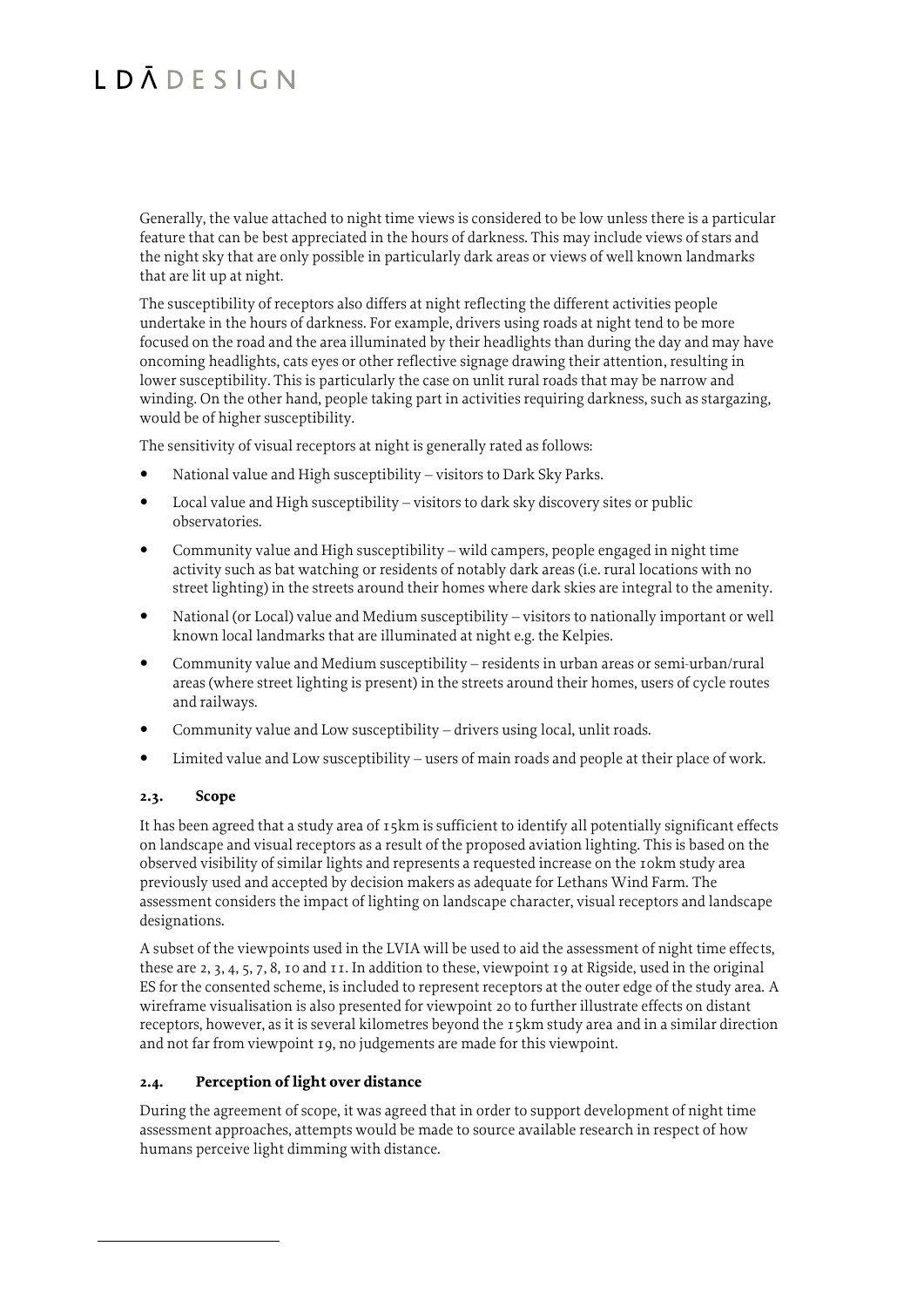Generally, the value attached to night time views is considered to be low unless there is a particular feature that can be best appreciated in the hours of darkness. This may include views of stars and the night sky that are only possible in particularly dark areas or views of well known landmarks that are lit up at night.

The susceptibility of receptors also differs at night reflecting the different activities people undertake in the hours of darkness. For example, drivers using roads at night tend to be more focused on the road and the area illuminated by their headlights than during the day and may have oncoming headlights, cats eyes or other reflective signage drawing their attention, resulting in lower susceptibility. This is particularly the case on unlit rural roads that may be narrow and winding. On the other hand, people taking part in activities requiring darkness, such as stargazing, would be of higher susceptibility.

The sensitivity of visual receptors at night is generally rated as follows:

- National value and High susceptibility – visitors to Dark Sky Parks.
- Local value and High susceptibility – visitors to dark sky discovery sites or public observatories.
- Community value and High susceptibility – wild campers, people engaged in night time activity such as bat watching or residents of notably dark areas (i.e. rural locations with no street lighting) in the streets around their homes where dark skies are integral to the amenity.
- National (or Local) value and Medium susceptibility – visitors to nationally important or well known local landmarks that are illuminated at night e.g. the Kelpies.
- Community value and Medium susceptibility – residents in urban areas or semi-urban/rural areas (where street lighting is present) in the streets around their homes, users of cycle routes and railways.
- Community value and Low susceptibility – drivers using local, unlit roads.
- Limited value and Low susceptibility – users of main roads and people at their place of work.

### 2.3. Scope

It has been agreed that a study area of 15km is sufficient to identify all potentially significant effects on landscape and visual receptors as a result of the proposed aviation lighting. This is based on the observed visibility of similar lights and represents a requested increase on the 10km study area previously used and accepted by decision makers as adequate for Lethans Wind Farm. The assessment considers the impact of lighting on landscape character, visual receptors and landscape designations.

A subset of the viewpoints used in the LVIA will be used to aid the assessment of night time effects, these are 2, 3, 4, 5, 7, 8, 10 and 11. In addition to these, viewpoint 19 at Rigside, used in the original ES for the consented scheme, is included to represent receptors at the outer edge of the study area. A wireframe visualisation is also presented for viewpoint 20 to further illustrate effects on distant receptors, however, as it is several kilometres beyond the 15km study area and in a similar direction and not far from viewpoint 19, no judgements are made for this viewpoint.

### 2.4. Perception of light over distance

During the agreement of scope, it was agreed that in order to support development of night time assessment approaches, attempts would be made to source available research in respect of how humans perceive light dimming with distance.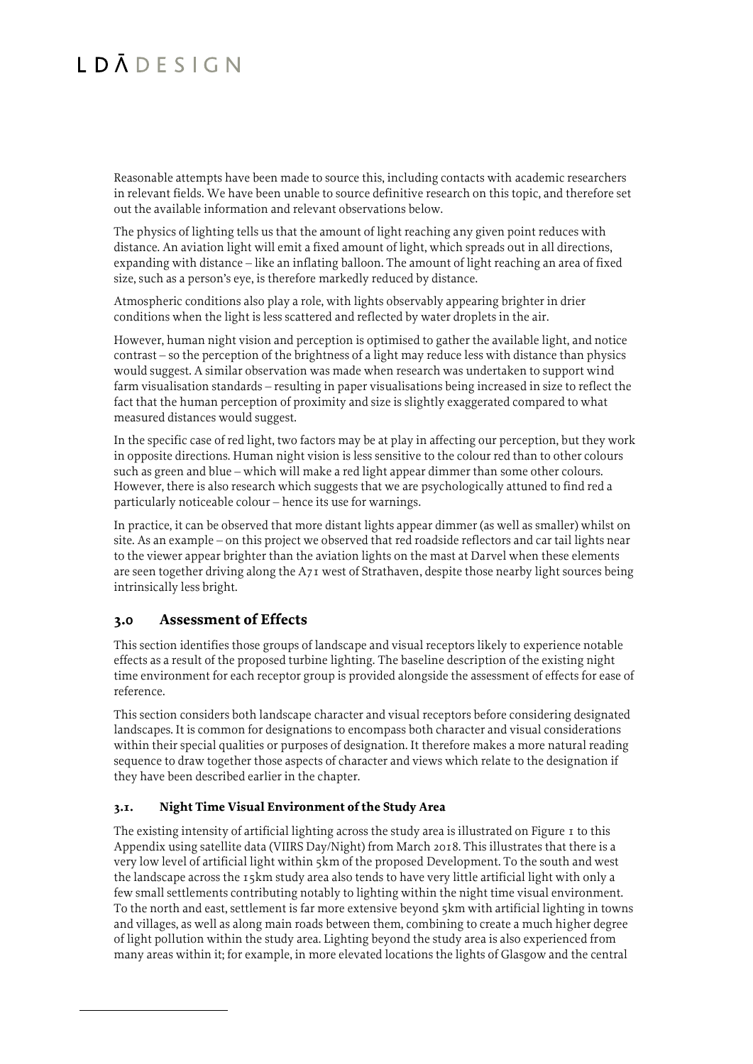Reasonable attempts have been made to source this, including contacts with academic researchers in relevant fields. We have been unable to source definitive research on this topic, and therefore set out the available information and relevant observations below.

The physics of lighting tells us that the amount of light reaching any given point reduces with distance. An aviation light will emit a fixed amount of light, which spreads out in all directions, expanding with distance – like an inflating balloon. The amount of light reaching an area of fixed size, such as a person's eye, is therefore markedly reduced by distance.

Atmospheric conditions also play a role, with lights observably appearing brighter in drier conditions when the light is less scattered and reflected by water droplets in the air.

However, human night vision and perception is optimised to gather the available light, and notice contrast – so the perception of the brightness of a light may reduce less with distance than physics would suggest. A similar observation was made when research was undertaken to support wind farm visualisation standards – resulting in paper visualisations being increased in size to reflect the fact that the human perception of proximity and size is slightly exaggerated compared to what measured distances would suggest.

In the specific case of red light, two factors may be at play in affecting our perception, but they work in opposite directions. Human night vision is less sensitive to the colour red than to other colours such as green and blue – which will make a red light appear dimmer than some other colours. However, there is also research which suggests that we are psychologically attuned to find red a particularly noticeable colour – hence its use for warnings.

In practice, it can be observed that more distant lights appear dimmer (as well as smaller) whilst on site. As an example – on this project we observed that red roadside reflectors and car tail lights near to the viewer appear brighter than the aviation lights on the mast at Darvel when these elements are seen together driving along the A71 west of Strathaven, despite those nearby light sources being intrinsically less bright.

## 3.0 Assessment of Effects

This section identifies those groups of landscape and visual receptors likely to experience notable effects as a result of the proposed turbine lighting. The baseline description of the existing night time environment for each receptor group is provided alongside the assessment of effects for ease of reference.

This section considers both landscape character and visual receptors before considering designated landscapes. It is common for designations to encompass both character and visual considerations within their special qualities or purposes of designation. It therefore makes a more natural reading sequence to draw together those aspects of character and views which relate to the designation if they have been described earlier in the chapter.

### 3.1. Night Time Visual Environment of the Study Area

The existing intensity of artificial lighting across the study area is illustrated on Figure 1 to this Appendix using satellite data (VIIRS Day/Night) from March 2018. This illustrates that there is a very low level of artificial light within 5km of the proposed Development. To the south and west the landscape across the 15km study area also tends to have very little artificial light with only a few small settlements contributing notably to lighting within the night time visual environment. To the north and east, settlement is far more extensive beyond 5km with artificial lighting in towns and villages, as well as along main roads between them, combining to create a much higher degree of light pollution within the study area. Lighting beyond the study area is also experienced from many areas within it; for example, in more elevated locations the lights of Glasgow and the central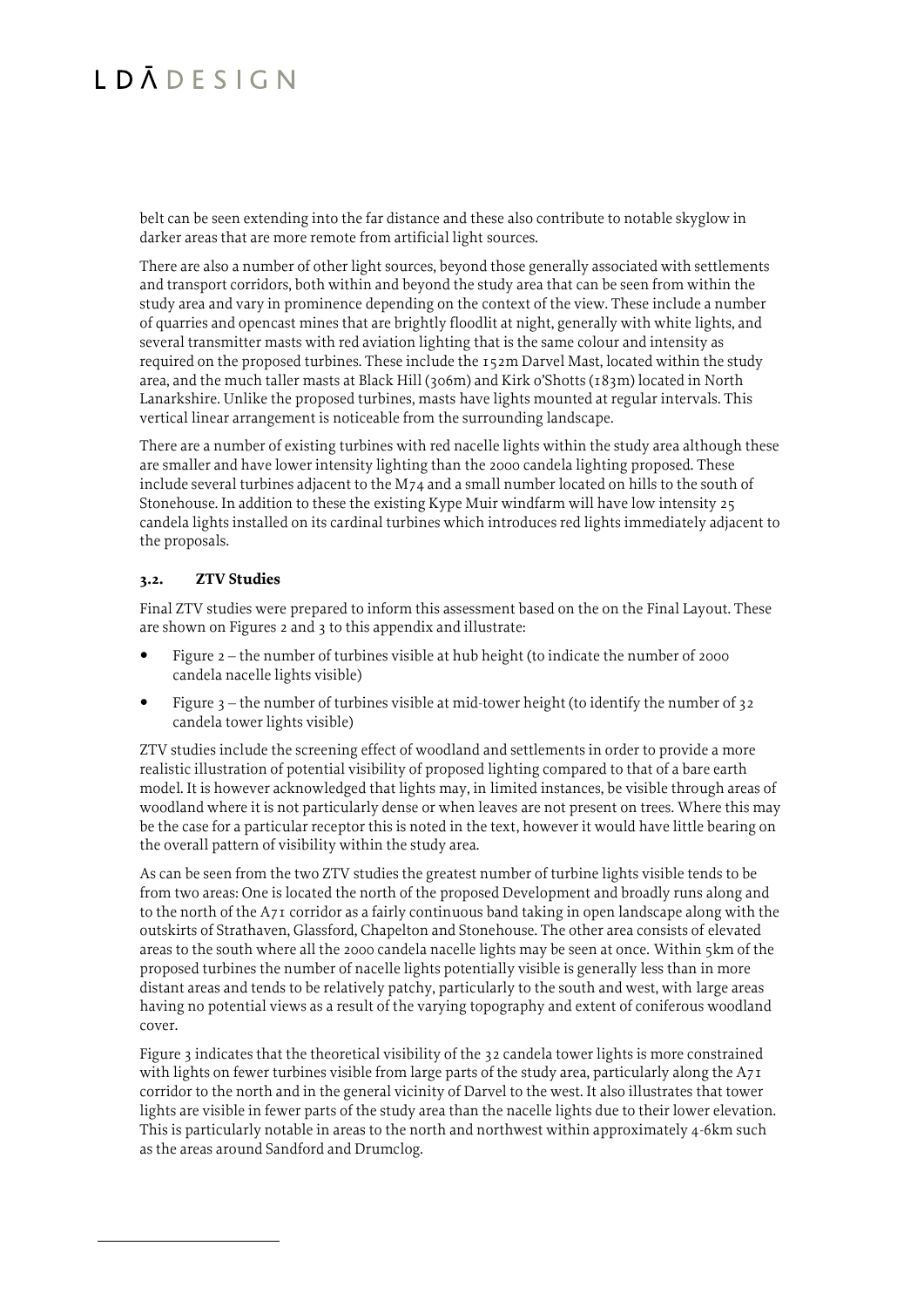belt can be seen extending into the far distance and these also contribute to notable skyglow in darker areas that are more remote from artificial light sources.

There are also a number of other light sources, beyond those generally associated with settlements and transport corridors, both within and beyond the study area that can be seen from within the study area and vary in prominence depending on the context of the view. These include a number of quarries and opencast mines that are brightly floodlit at night, generally with white lights, and several transmitter masts with red aviation lighting that is the same colour and intensity as required on the proposed turbines. These include the 152m Darvel Mast, located within the study area, and the much taller masts at Black Hill (306m) and Kirk o'Shotts (183m) located in North Lanarkshire. Unlike the proposed turbines, masts have lights mounted at regular intervals. This vertical linear arrangement is noticeable from the surrounding landscape.

There are a number of existing turbines with red nacelle lights within the study area although these are smaller and have lower intensity lighting than the 2000 candela lighting proposed. These include several turbines adjacent to the M74 and a small number located on hills to the south of Stonehouse. In addition to these the existing Kype Muir windfarm will have low intensity 25 candela lights installed on its cardinal turbines which introduces red lights immediately adjacent to the proposals.

### 3.2. ZTV Studies

Final ZTV studies were prepared to inform this assessment based on the on the Final Layout. These are shown on Figures 2 and 3 to this appendix and illustrate:

- Figure 2 – the number of turbines visible at hub height (to indicate the number of 2000 candela nacelle lights visible)
- Figure 3 – the number of turbines visible at mid-tower height (to identify the number of 32 candela tower lights visible)

ZTV studies include the screening effect of woodland and settlements in order to provide a more realistic illustration of potential visibility of proposed lighting compared to that of a bare earth model. It is however acknowledged that lights may, in limited instances, be visible through areas of woodland where it is not particularly dense or when leaves are not present on trees. Where this may be the case for a particular receptor this is noted in the text, however it would have little bearing on the overall pattern of visibility within the study area.

As can be seen from the two ZTV studies the greatest number of turbine lights visible tends to be from two areas: One is located the north of the proposed Development and broadly runs along and to the north of the A71 corridor as a fairly continuous band taking in open landscape along with the outskirts of Strathaven, Glassford, Chapelton and Stonehouse. The other area consists of elevated areas to the south where all the 2000 candela nacelle lights may be seen at once. Within 5km of the proposed turbines the number of nacelle lights potentially visible is generally less than in more distant areas and tends to be relatively patchy, particularly to the south and west, with large areas having no potential views as a result of the varying topography and extent of coniferous woodland cover.

Figure 3 indicates that the theoretical visibility of the 32 candela tower lights is more constrained with lights on fewer turbines visible from large parts of the study area, particularly along the A71 corridor to the north and in the general vicinity of Darvel to the west. It also illustrates that tower lights are visible in fewer parts of the study area than the nacelle lights due to their lower elevation. This is particularly notable in areas to the north and northwest within approximately 4-6km such as the areas around Sandford and Drumclog.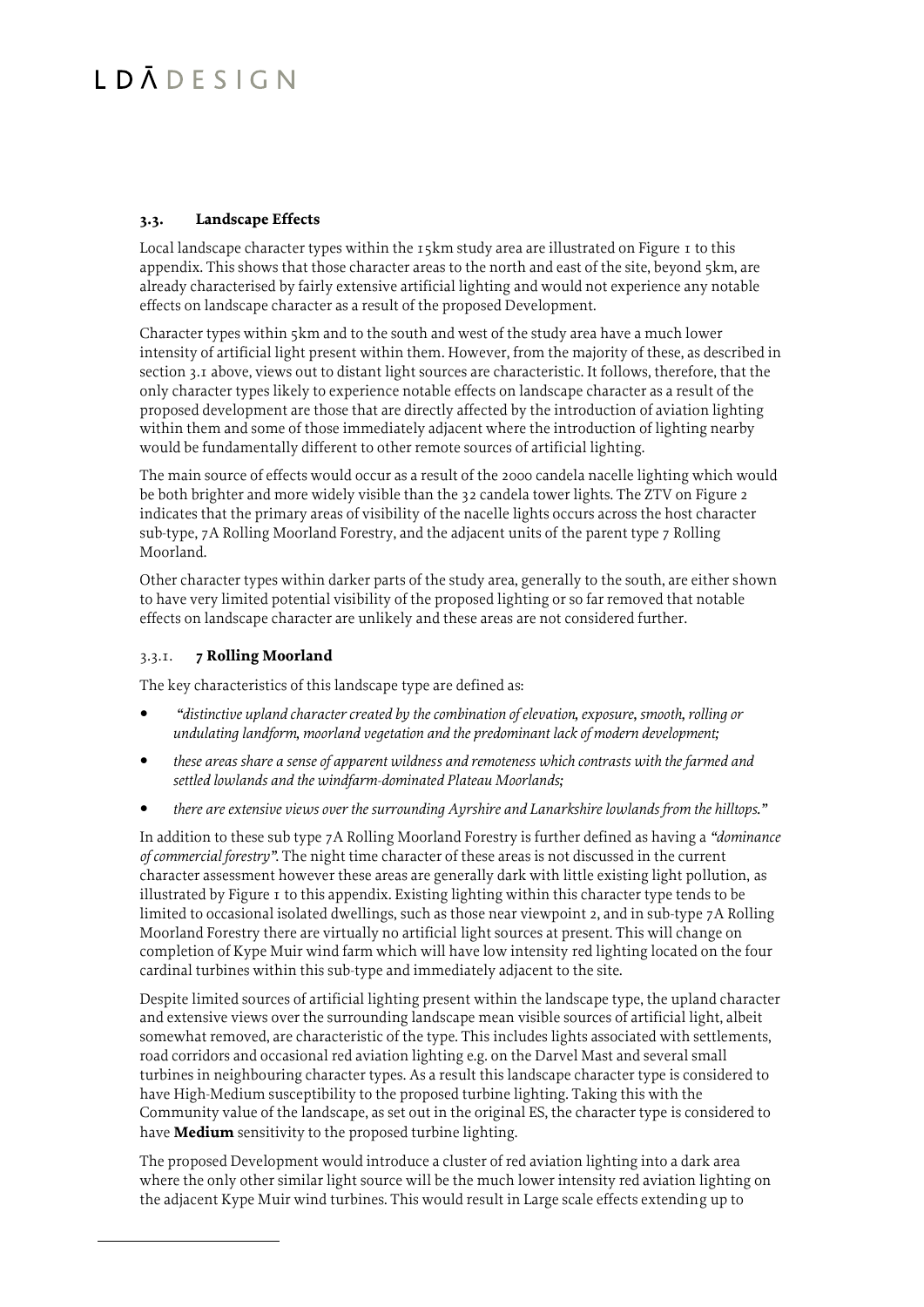### 3.3. Landscape Effects

Local landscape character types within the 15km study area are illustrated on Figure 1 to this appendix. This shows that those character areas to the north and east of the site, beyond 5km, are already characterised by fairly extensive artificial lighting and would not experience any notable effects on landscape character as a result of the proposed Development.

Character types within 5km and to the south and west of the study area have a much lower intensity of artificial light present within them. However, from the majority of these, as described in section 3.1 above, views out to distant light sources are characteristic. It follows, therefore, that the only character types likely to experience notable effects on landscape character as a result of the proposed development are those that are directly affected by the introduction of aviation lighting within them and some of those immediately adjacent where the introduction of lighting nearby would be fundamentally different to other remote sources of artificial lighting.

The main source of effects would occur as a result of the 2000 candela nacelle lighting which would be both brighter and more widely visible than the 32 candela tower lights. The ZTV on Figure 2 indicates that the primary areas of visibility of the nacelle lights occurs across the host character sub-type, 7A Rolling Moorland Forestry, and the adjacent units of the parent type 7 Rolling Moorland.

Other character types within darker parts of the study area, generally to the south, are either shown to have very limited potential visibility of the proposed lighting or so far removed that notable effects on landscape character are unlikely and these areas are not considered further.

#### 3.3.1. 7 Rolling Moorland

The key characteristics of this landscape type are defined as:

- *"distinctive upland character created by the combination of elevation, exposure, smooth, rolling or undulating landform, moorland vegetation and the predominant lack of modern development;*
- *these areas share a sense of apparent wildness and remoteness which contrasts with the farmed and settled lowlands and the windfarm-dominated Plateau Moorlands;*
- *there are extensive views over the surrounding Ayrshire and Lanarkshire lowlands from the hilltops."*

In addition to these sub type 7A Rolling Moorland Forestry is further defined as having a *"dominance of commercial forestry"*. The night time character of these areas is not discussed in the current character assessment however these areas are generally dark with little existing light pollution, as illustrated by Figure 1 to this appendix. Existing lighting within this character type tends to be limited to occasional isolated dwellings, such as those near viewpoint 2, and in sub-type 7A Rolling Moorland Forestry there are virtually no artificial light sources at present. This will change on completion of Kype Muir wind farm which will have low intensity red lighting located on the four cardinal turbines within this sub-type and immediately adjacent to the site.

Despite limited sources of artificial lighting present within the landscape type, the upland character and extensive views over the surrounding landscape mean visible sources of artificial light, albeit somewhat removed, are characteristic of the type. This includes lights associated with settlements, road corridors and occasional red aviation lighting e.g. on the Darvel Mast and several small turbines in neighbouring character types. As a result this landscape character type is considered to have High-Medium susceptibility to the proposed turbine lighting. Taking this with the Community value of the landscape, as set out in the original ES, the character type is considered to have **Medium** sensitivity to the proposed turbine lighting.

The proposed Development would introduce a cluster of red aviation lighting into a dark area where the only other similar light source will be the much lower intensity red aviation lighting on the adjacent Kype Muir wind turbines. This would result in Large scale effects extending up to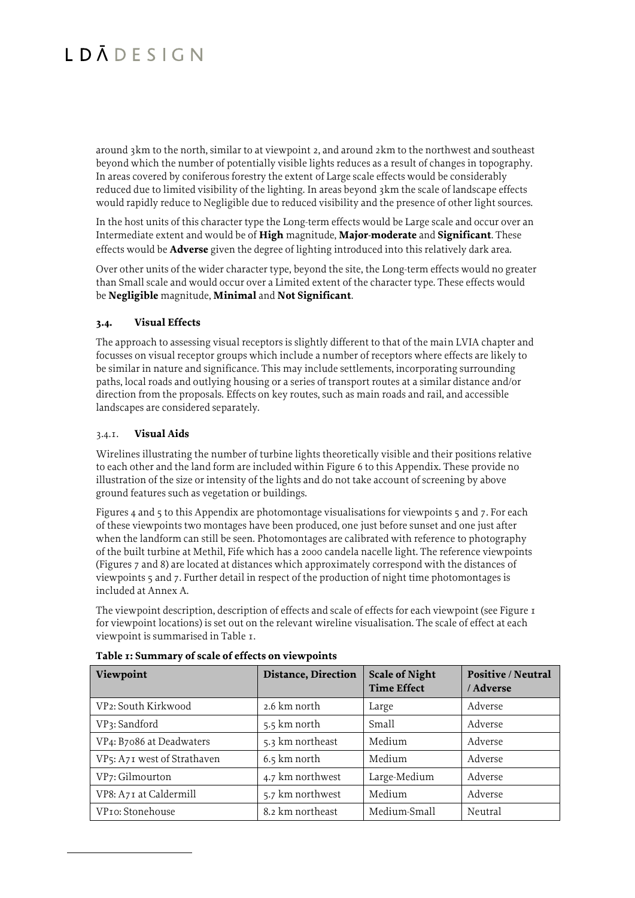around 3km to the north, similar to at viewpoint 2, and around 2km to the northwest and southeast beyond which the number of potentially visible lights reduces as a result of changes in topography. In areas covered by coniferous forestry the extent of Large scale effects would be considerably reduced due to limited visibility of the lighting. In areas beyond 3km the scale of landscape effects would rapidly reduce to Negligible due to reduced visibility and the presence of other light sources.

In the host units of this character type the Long-term effects would be Large scale and occur over an Intermediate extent and would be of **High** magnitude, **Major-moderate** and **Significant**. These effects would be **Adverse** given the degree of lighting introduced into this relatively dark area.

Over other units of the wider character type, beyond the site, the Long-term effects would no greater than Small scale and would occur over a Limited extent of the character type. These effects would be **Negligible** magnitude, **Minimal** and **Not Significant**.

### 3.4. Visual Effects

The approach to assessing visual receptors is slightly different to that of the main LVIA chapter and focusses on visual receptor groups which include a number of receptors where effects are likely to be similar in nature and significance. This may include settlements, incorporating surrounding paths, local roads and outlying housing or a series of transport routes at a similar distance and/or direction from the proposals. Effects on key routes, such as main roads and rail, and accessible landscapes are considered separately.

#### 3.4.1. Visual Aids

Wirelines illustrating the number of turbine lights theoretically visible and their positions relative to each other and the land form are included within Figure 6 to this Appendix. These provide no illustration of the size or intensity of the lights and do not take account of screening by above ground features such as vegetation or buildings.

Figures 4 and 5 to this Appendix are photomontage visualisations for viewpoints 5 and 7. For each of these viewpoints two montages have been produced, one just before sunset and one just after when the landform can still be seen. Photomontages are calibrated with reference to photography of the built turbine at Methil, Fife which has a 2000 candela nacelle light. The reference viewpoints (Figures 7 and 8) are located at distances which approximately correspond with the distances of viewpoints 5 and 7. Further detail in respect of the production of night time photomontages is included at Annex A.

The viewpoint description, description of effects and scale of effects for each viewpoint (see Figure 1 for viewpoint locations) is set out on the relevant wireline visualisation. The scale of effect at each viewpoint is summarised in Table 1.

**Table 1: Summary of scale of effects on viewpoints**

| Viewpoint | Distance, Direction | Scale of Night Time Effect | Positive / Neutral / Adverse |
|---|---|---|---|
| VP2: South Kirkwood | 2.6 km north | Large | Adverse |
| VP3: Sandford | 5.5 km north | Small | Adverse |
| VP4: B7086 at Deadwaters | 5.3 km northeast | Medium | Adverse |
| VP5: A71 west of Strathaven | 6.5 km north | Medium | Adverse |
| VP7: Gilmourton | 4.7 km northwest | Large-Medium | Adverse |
| VP8: A71 at Caldermill | 5.7 km northwest | Medium | Adverse |
| VP10: Stonehouse | 8.2 km northeast | Medium-Small | Neutral |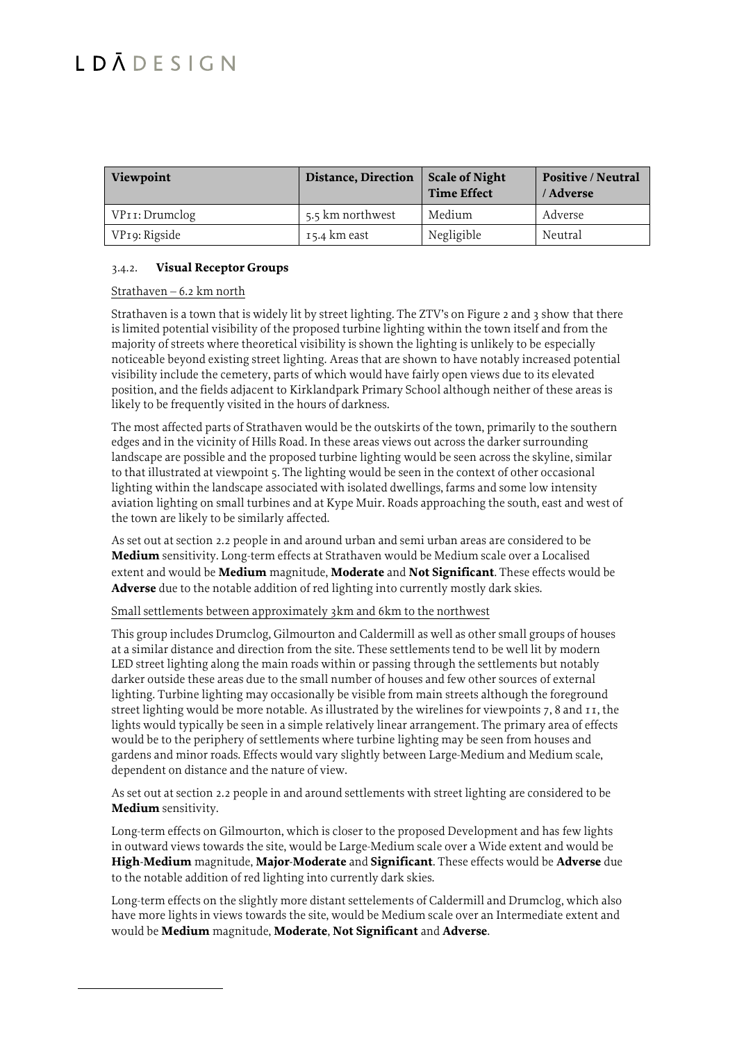| Viewpoint | Distance, Direction | Scale of Night Time Effect | Positive / Neutral / Adverse |
|---|---|---|---|
| VP11: Drumclog | 5.5 km northwest | Medium | Adverse |
| VP19: Rigside | 15.4 km east | Negligible | Neutral |

### 3.4.2. Visual Receptor Groups

Strathaven – 6.2 km north

Strathaven is a town that is widely lit by street lighting. The ZTV's on Figure 2 and 3 show that there is limited potential visibility of the proposed turbine lighting within the town itself and from the majority of streets where theoretical visibility is shown the lighting is unlikely to be especially noticeable beyond existing street lighting. Areas that are shown to have notably increased potential visibility include the cemetery, parts of which would have fairly open views due to its elevated position, and the fields adjacent to Kirklandpark Primary School although neither of these areas is likely to be frequently visited in the hours of darkness.

The most affected parts of Strathaven would be the outskirts of the town, primarily to the southern edges and in the vicinity of Hills Road. In these areas views out across the darker surrounding landscape are possible and the proposed turbine lighting would be seen across the skyline, similar to that illustrated at viewpoint 5. The lighting would be seen in the context of other occasional lighting within the landscape associated with isolated dwellings, farms and some low intensity aviation lighting on small turbines and at Kype Muir. Roads approaching the south, east and west of the town are likely to be similarly affected.

As set out at section 2.2 people in and around urban and semi urban areas are considered to be **Medium** sensitivity. Long-term effects at Strathaven would be Medium scale over a Localised extent and would be **Medium** magnitude, **Moderate** and **Not Significant**. These effects would be **Adverse** due to the notable addition of red lighting into currently mostly dark skies.

Small settlements between approximately 3km and 6km to the northwest

This group includes Drumclog, Gilmourton and Caldermill as well as other small groups of houses at a similar distance and direction from the site. These settlements tend to be well lit by modern LED street lighting along the main roads within or passing through the settlements but notably darker outside these areas due to the small number of houses and few other sources of external lighting. Turbine lighting may occasionally be visible from main streets although the foreground street lighting would be more notable. As illustrated by the wirelines for viewpoints 7, 8 and 11, the lights would typically be seen in a simple relatively linear arrangement. The primary area of effects would be to the periphery of settlements where turbine lighting may be seen from houses and gardens and minor roads. Effects would vary slightly between Large-Medium and Medium scale, dependent on distance and the nature of view.

As set out at section 2.2 people in and around settlements with street lighting are considered to be **Medium** sensitivity.

Long-term effects on Gilmourton, which is closer to the proposed Development and has few lights in outward views towards the site, would be Large-Medium scale over a Wide extent and would be **High-Medium** magnitude, **Major-Moderate** and **Significant**. These effects would be **Adverse** due to the notable addition of red lighting into currently dark skies.

Long-term effects on the slightly more distant settelements of Caldermill and Drumclog, which also have more lights in views towards the site, would be Medium scale over an Intermediate extent and would be **Medium** magnitude, **Moderate**, **Not Significant** and **Adverse**.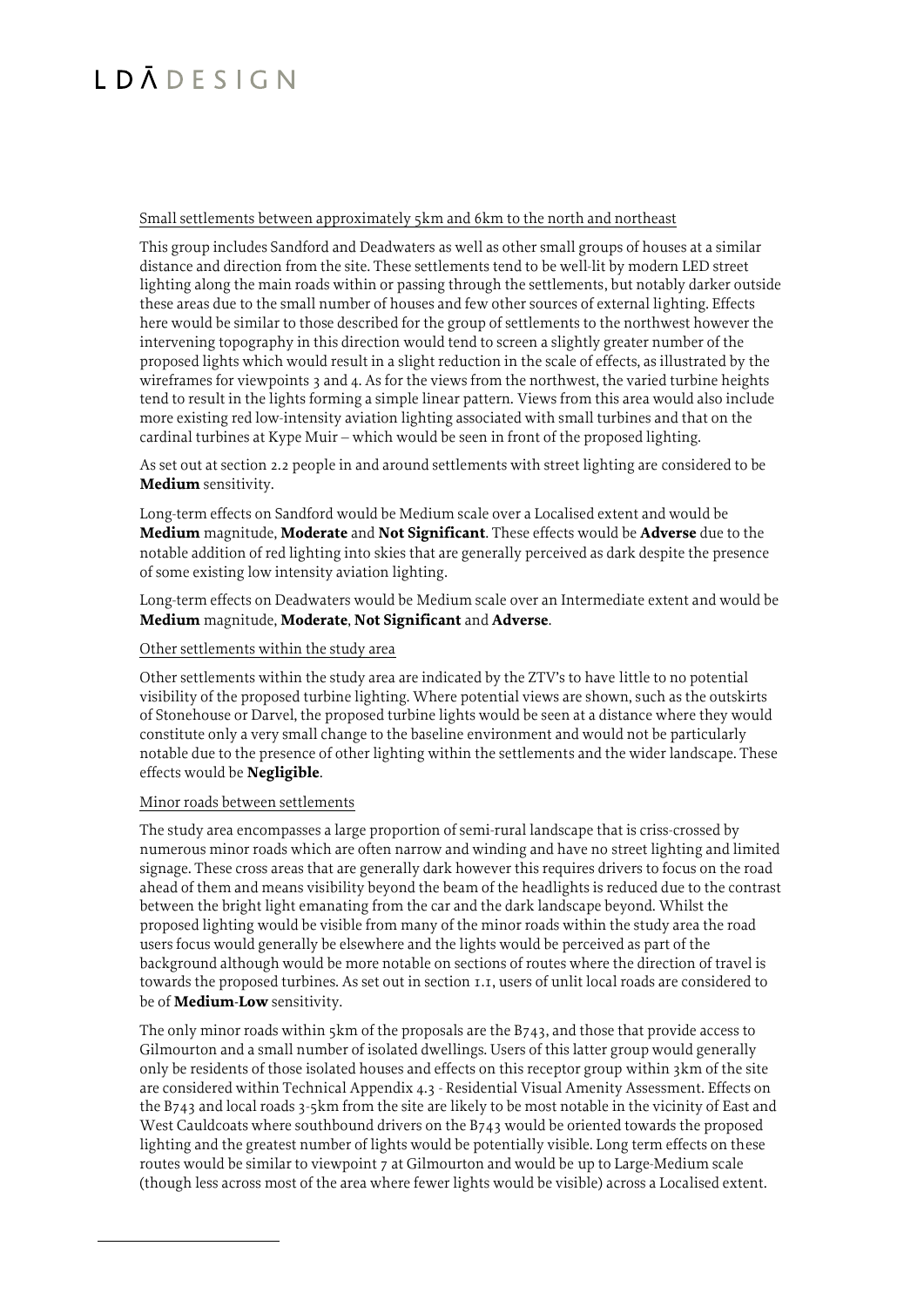Small settlements between approximately 5km and 6km to the north and northeast

This group includes Sandford and Deadwaters as well as other small groups of houses at a similar distance and direction from the site. These settlements tend to be well-lit by modern LED street lighting along the main roads within or passing through the settlements, but notably darker outside these areas due to the small number of houses and few other sources of external lighting. Effects here would be similar to those described for the group of settlements to the northwest however the intervening topography in this direction would tend to screen a slightly greater number of the proposed lights which would result in a slight reduction in the scale of effects, as illustrated by the wireframes for viewpoints 3 and 4. As for the views from the northwest, the varied turbine heights tend to result in the lights forming a simple linear pattern. Views from this area would also include more existing red low-intensity aviation lighting associated with small turbines and that on the cardinal turbines at Kype Muir – which would be seen in front of the proposed lighting.

As set out at section 2.2 people in and around settlements with street lighting are considered to be **Medium** sensitivity.

Long-term effects on Sandford would be Medium scale over a Localised extent and would be **Medium** magnitude, **Moderate** and **Not Significant**. These effects would be **Adverse** due to the notable addition of red lighting into skies that are generally perceived as dark despite the presence of some existing low intensity aviation lighting.

Long-term effects on Deadwaters would be Medium scale over an Intermediate extent and would be **Medium** magnitude, **Moderate**, **Not Significant** and **Adverse**.

Other settlements within the study area

Other settlements within the study area are indicated by the ZTV's to have little to no potential visibility of the proposed turbine lighting. Where potential views are shown, such as the outskirts of Stonehouse or Darvel, the proposed turbine lights would be seen at a distance where they would constitute only a very small change to the baseline environment and would not be particularly notable due to the presence of other lighting within the settlements and the wider landscape. These effects would be **Negligible**.

Minor roads between settlements

The study area encompasses a large proportion of semi-rural landscape that is criss-crossed by numerous minor roads which are often narrow and winding and have no street lighting and limited signage. These cross areas that are generally dark however this requires drivers to focus on the road ahead of them and means visibility beyond the beam of the headlights is reduced due to the contrast between the bright light emanating from the car and the dark landscape beyond. Whilst the proposed lighting would be visible from many of the minor roads within the study area the road users focus would generally be elsewhere and the lights would be perceived as part of the background although would be more notable on sections of routes where the direction of travel is towards the proposed turbines. As set out in section 1.1, users of unlit local roads are considered to be of **Medium-Low** sensitivity.

The only minor roads within 5km of the proposals are the B743, and those that provide access to Gilmourton and a small number of isolated dwellings. Users of this latter group would generally only be residents of those isolated houses and effects on this receptor group within 3km of the site are considered within Technical Appendix 4.3 - Residential Visual Amenity Assessment. Effects on the B743 and local roads 3-5km from the site are likely to be most notable in the vicinity of East and West Cauldcoats where southbound drivers on the B743 would be oriented towards the proposed lighting and the greatest number of lights would be potentially visible. Long term effects on these routes would be similar to viewpoint 7 at Gilmourton and would be up to Large-Medium scale (though less across most of the area where fewer lights would be visible) across a Localised extent.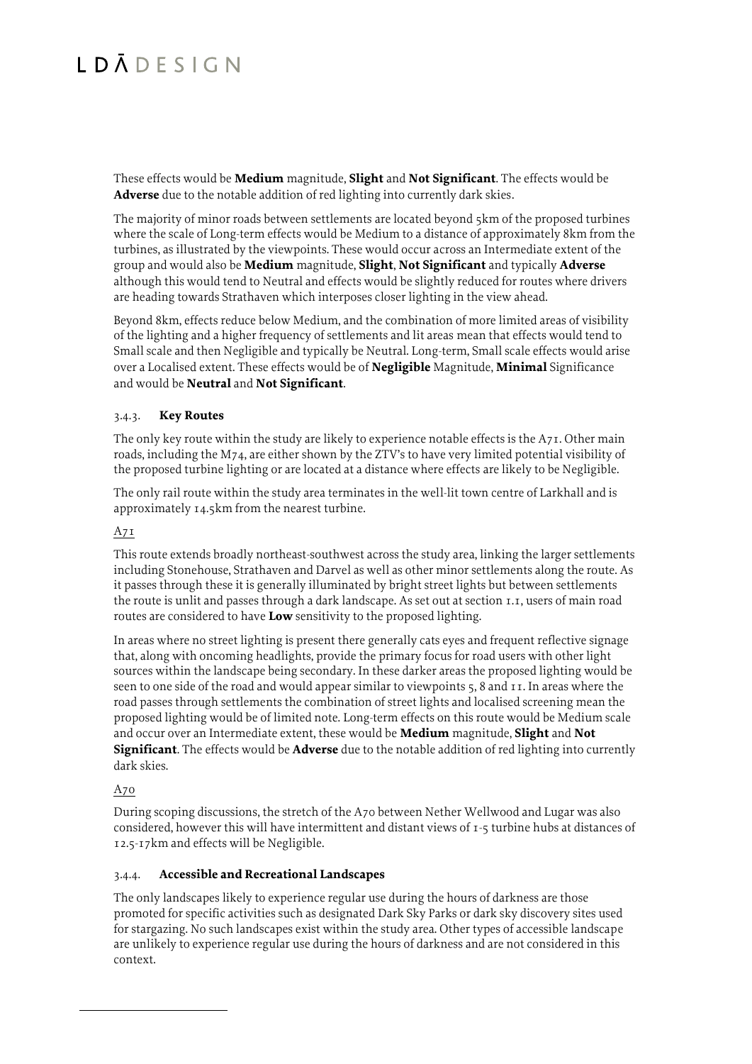These effects would be **Medium** magnitude, **Slight** and **Not Significant**. The effects would be **Adverse** due to the notable addition of red lighting into currently dark skies.

The majority of minor roads between settlements are located beyond 5km of the proposed turbines where the scale of Long-term effects would be Medium to a distance of approximately 8km from the turbines, as illustrated by the viewpoints. These would occur across an Intermediate extent of the group and would also be **Medium** magnitude, **Slight**, **Not Significant** and typically **Adverse** although this would tend to Neutral and effects would be slightly reduced for routes where drivers are heading towards Strathaven which interposes closer lighting in the view ahead.

Beyond 8km, effects reduce below Medium, and the combination of more limited areas of visibility of the lighting and a higher frequency of settlements and lit areas mean that effects would tend to Small scale and then Negligible and typically be Neutral. Long-term, Small scale effects would arise over a Localised extent. These effects would be of **Negligible** Magnitude, **Minimal** Significance and would be **Neutral** and **Not Significant**.

### 3.4.3. Key Routes

The only key route within the study are likely to experience notable effects is the A71. Other main roads, including the M74, are either shown by the ZTV's to have very limited potential visibility of the proposed turbine lighting or are located at a distance where effects are likely to be Negligible.

The only rail route within the study area terminates in the well-lit town centre of Larkhall and is approximately 14.5km from the nearest turbine.

A71

This route extends broadly northeast-southwest across the study area, linking the larger settlements including Stonehouse, Strathaven and Darvel as well as other minor settlements along the route. As it passes through these it is generally illuminated by bright street lights but between settlements the route is unlit and passes through a dark landscape. As set out at section 1.1, users of main road routes are considered to have **Low** sensitivity to the proposed lighting.

In areas where no street lighting is present there generally cats eyes and frequent reflective signage that, along with oncoming headlights, provide the primary focus for road users with other light sources within the landscape being secondary. In these darker areas the proposed lighting would be seen to one side of the road and would appear similar to viewpoints 5, 8 and 11. In areas where the road passes through settlements the combination of street lights and localised screening mean the proposed lighting would be of limited note. Long-term effects on this route would be Medium scale and occur over an Intermediate extent, these would be **Medium** magnitude, **Slight** and **Not Significant**. The effects would be **Adverse** due to the notable addition of red lighting into currently dark skies.

A70

During scoping discussions, the stretch of the A70 between Nether Wellwood and Lugar was also considered, however this will have intermittent and distant views of 1-5 turbine hubs at distances of 12.5-17km and effects will be Negligible.

### 3.4.4. Accessible and Recreational Landscapes

The only landscapes likely to experience regular use during the hours of darkness are those promoted for specific activities such as designated Dark Sky Parks or dark sky discovery sites used for stargazing. No such landscapes exist within the study area. Other types of accessible landscape are unlikely to experience regular use during the hours of darkness and are not considered in this context.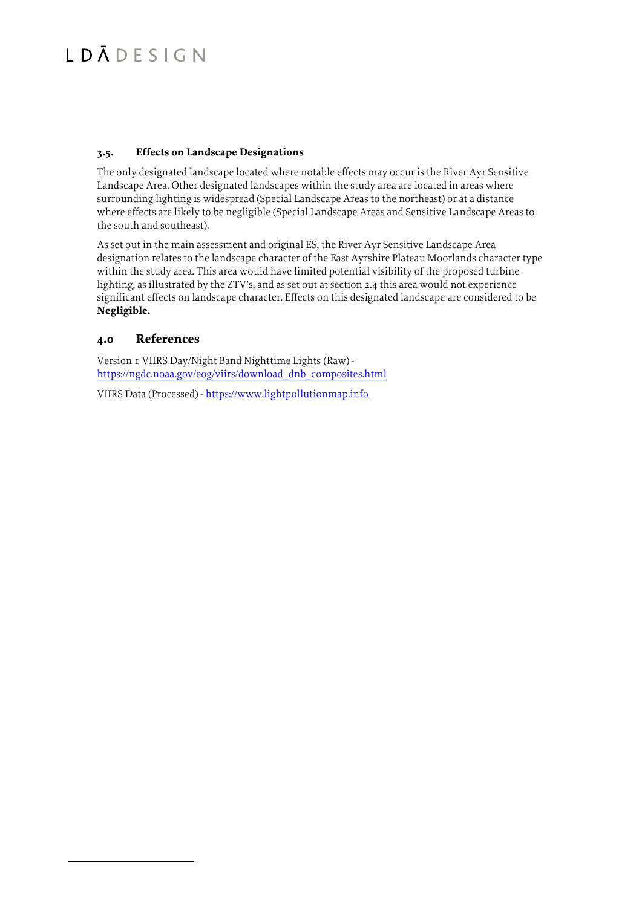### 3.5. Effects on Landscape Designations

The only designated landscape located where notable effects may occur is the River Ayr Sensitive Landscape Area. Other designated landscapes within the study area are located in areas where surrounding lighting is widespread (Special Landscape Areas to the northeast) or at a distance where effects are likely to be negligible (Special Landscape Areas and Sensitive Landscape Areas to the south and southeast).

As set out in the main assessment and original ES, the River Ayr Sensitive Landscape Area designation relates to the landscape character of the East Ayrshire Plateau Moorlands character type within the study area. This area would have limited potential visibility of the proposed turbine lighting, as illustrated by the ZTV's, and as set out at section 2.4 this area would not experience significant effects on landscape character. Effects on this designated landscape are considered to be **Negligible.**

## 4.0 References

Version 1 VIIRS Day/Night Band Nighttime Lights (Raw) - https://ngdc.noaa.gov/eog/viirs/download_dnb_composites.html

VIIRS Data (Processed) - https://www.lightpollutionmap.info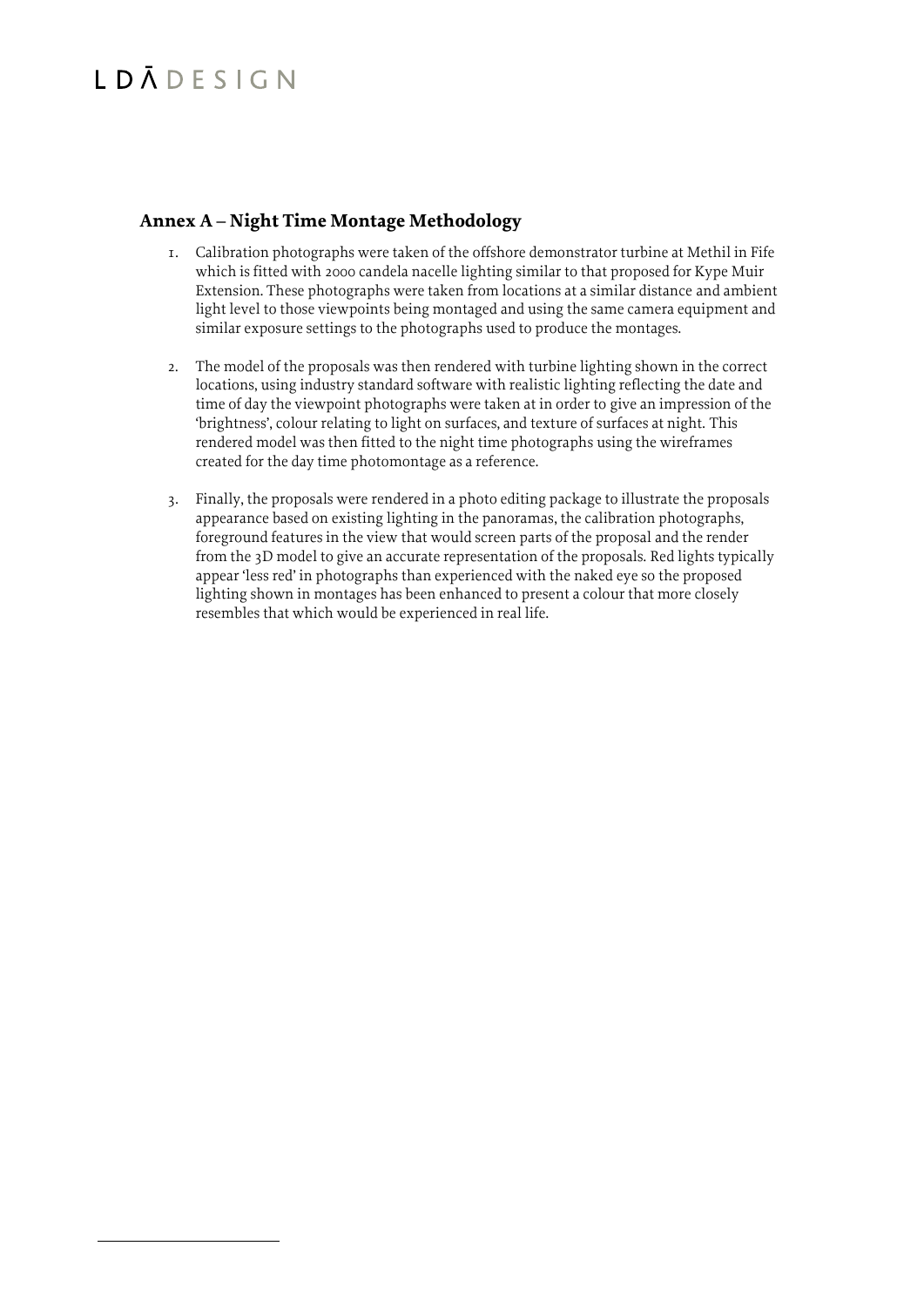## Annex A – Night Time Montage Methodology

1. Calibration photographs were taken of the offshore demonstrator turbine at Methil in Fife which is fitted with 2000 candela nacelle lighting similar to that proposed for Kype Muir Extension. These photographs were taken from locations at a similar distance and ambient light level to those viewpoints being montaged and using the same camera equipment and similar exposure settings to the photographs used to produce the montages.

2. The model of the proposals was then rendered with turbine lighting shown in the correct locations, using industry standard software with realistic lighting reflecting the date and time of day the viewpoint photographs were taken at in order to give an impression of the 'brightness', colour relating to light on surfaces, and texture of surfaces at night. This rendered model was then fitted to the night time photographs using the wireframes created for the day time photomontage as a reference.

3. Finally, the proposals were rendered in a photo editing package to illustrate the proposals appearance based on existing lighting in the panoramas, the calibration photographs, foreground features in the view that would screen parts of the proposal and the render from the 3D model to give an accurate representation of the proposals. Red lights typically appear 'less red' in photographs than experienced with the naked eye so the proposed lighting shown in montages has been enhanced to present a colour that more closely resembles that which would be experienced in real life.